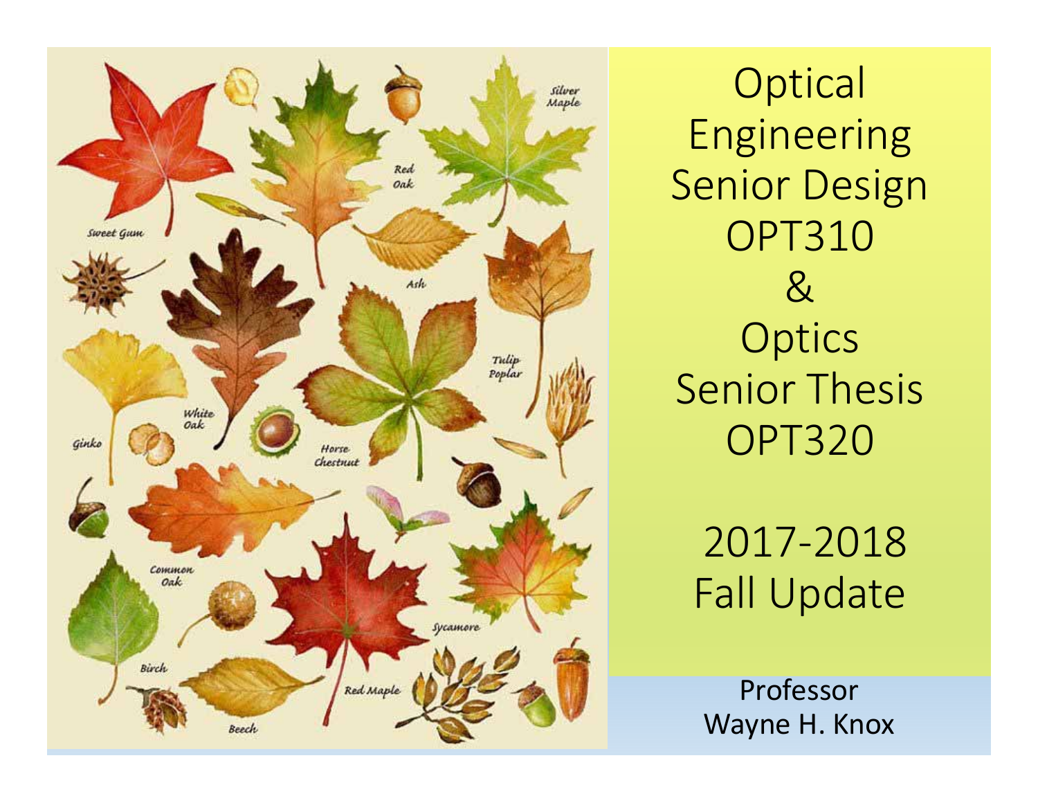# Optical Engineering Senior Design OPT310 & Optics Senior Thesis OPT320

2017-2018 Fall Update

Professor
Wayne H. Knox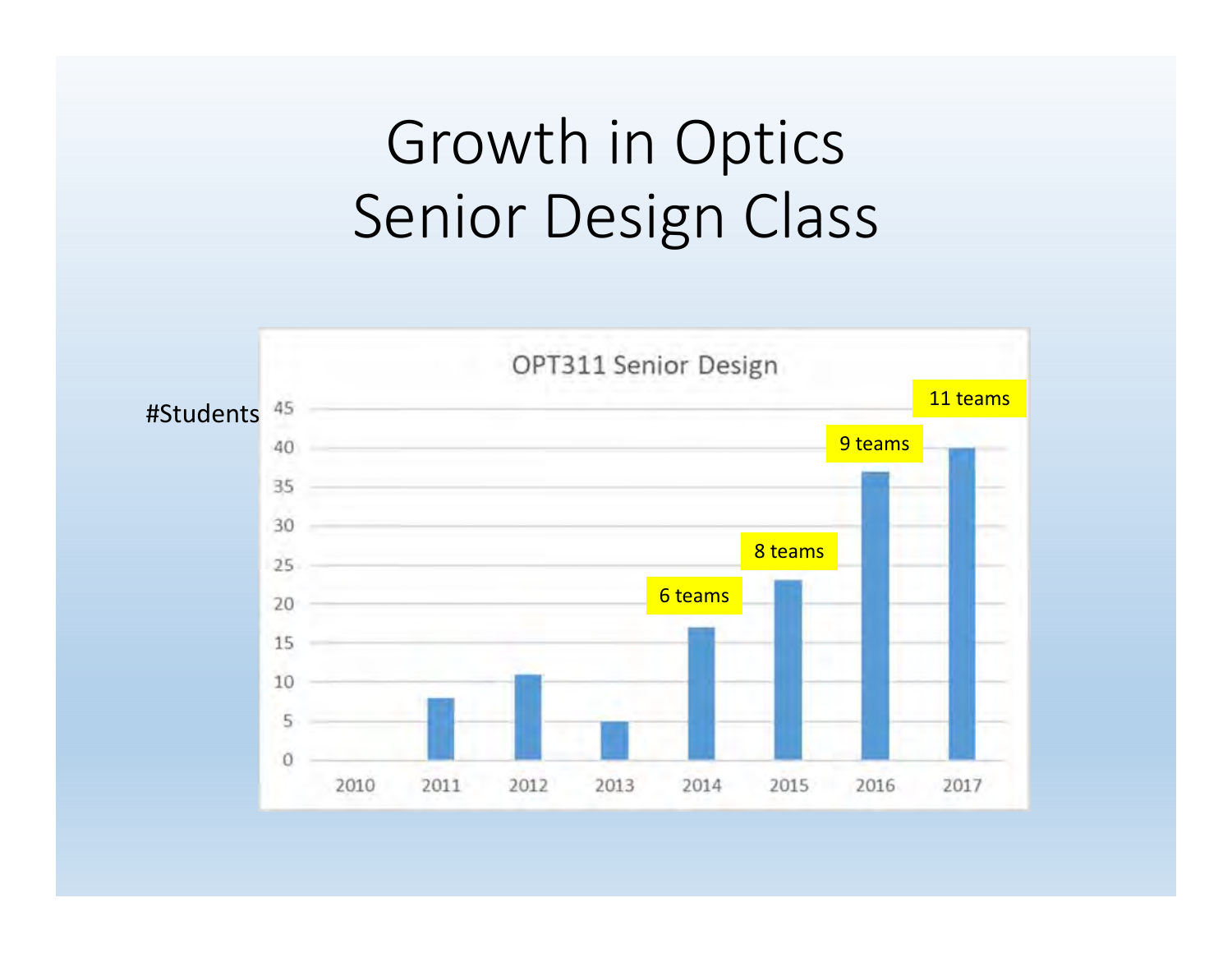# Growth in Optics Senior Design Class

OPT311 Senior Design

#Students

45
40
35
30
25
20
15
10
5
0

2010
2011
2012
2013
2014
2015
2016
2017

6 teams
8 teams
9 teams
11 teams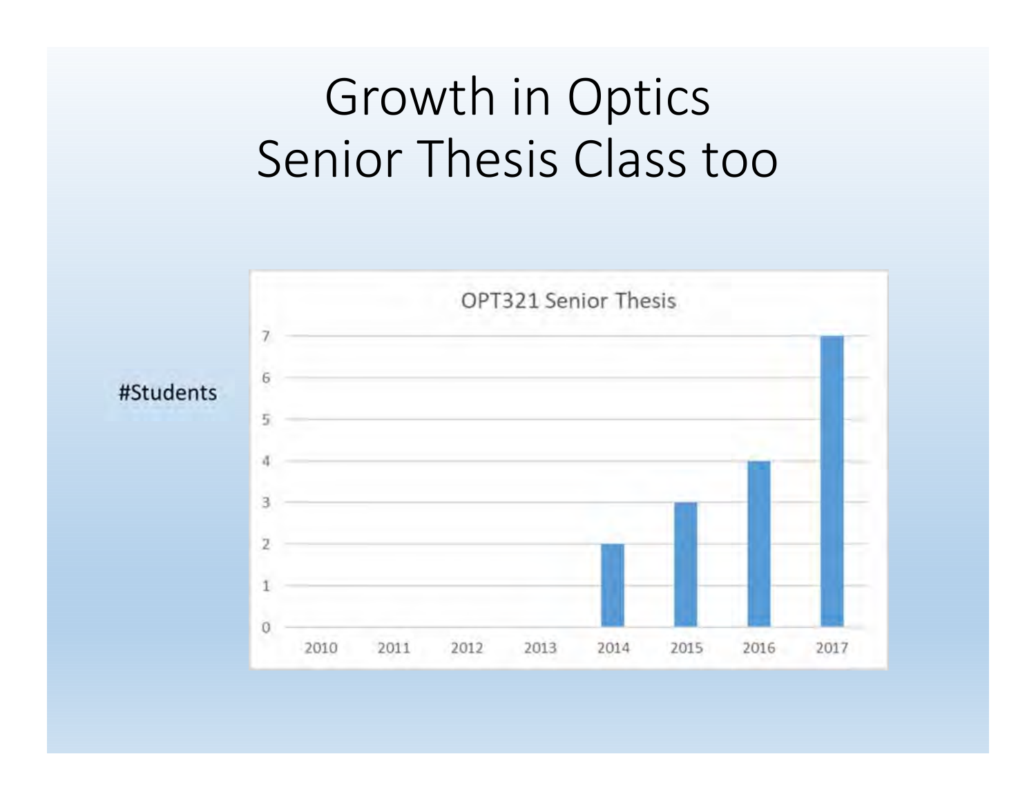# Growth in Optics Senior Thesis Class too

OPT321 Senior Thesis

#Students

7
6
5
4
3
2
1
0

2010 2011 2012 2013 2014 2015 2016 2017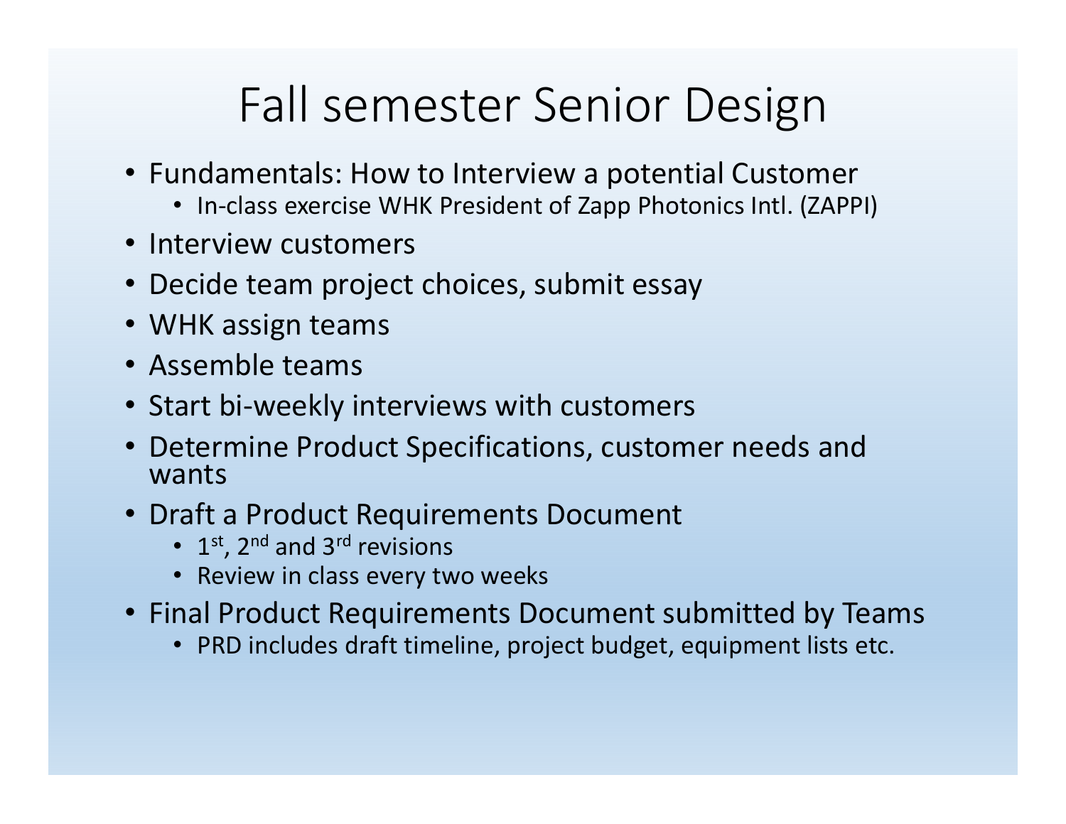# Fall semester Senior Design

- Fundamentals: How to Interview a potential Customer
  - In-class exercise WHK President of Zapp Photonics Intl. (ZAPPI)
- Interview customers
- Decide team project choices, submit essay
- WHK assign teams
- Assemble teams
- Start bi-weekly interviews with customers
- Determine Product Specifications, customer needs and wants
- Draft a Product Requirements Document
  - 1st, 2nd and 3rd revisions
  - Review in class every two weeks
- Final Product Requirements Document submitted by Teams
  - PRD includes draft timeline, project budget, equipment lists etc.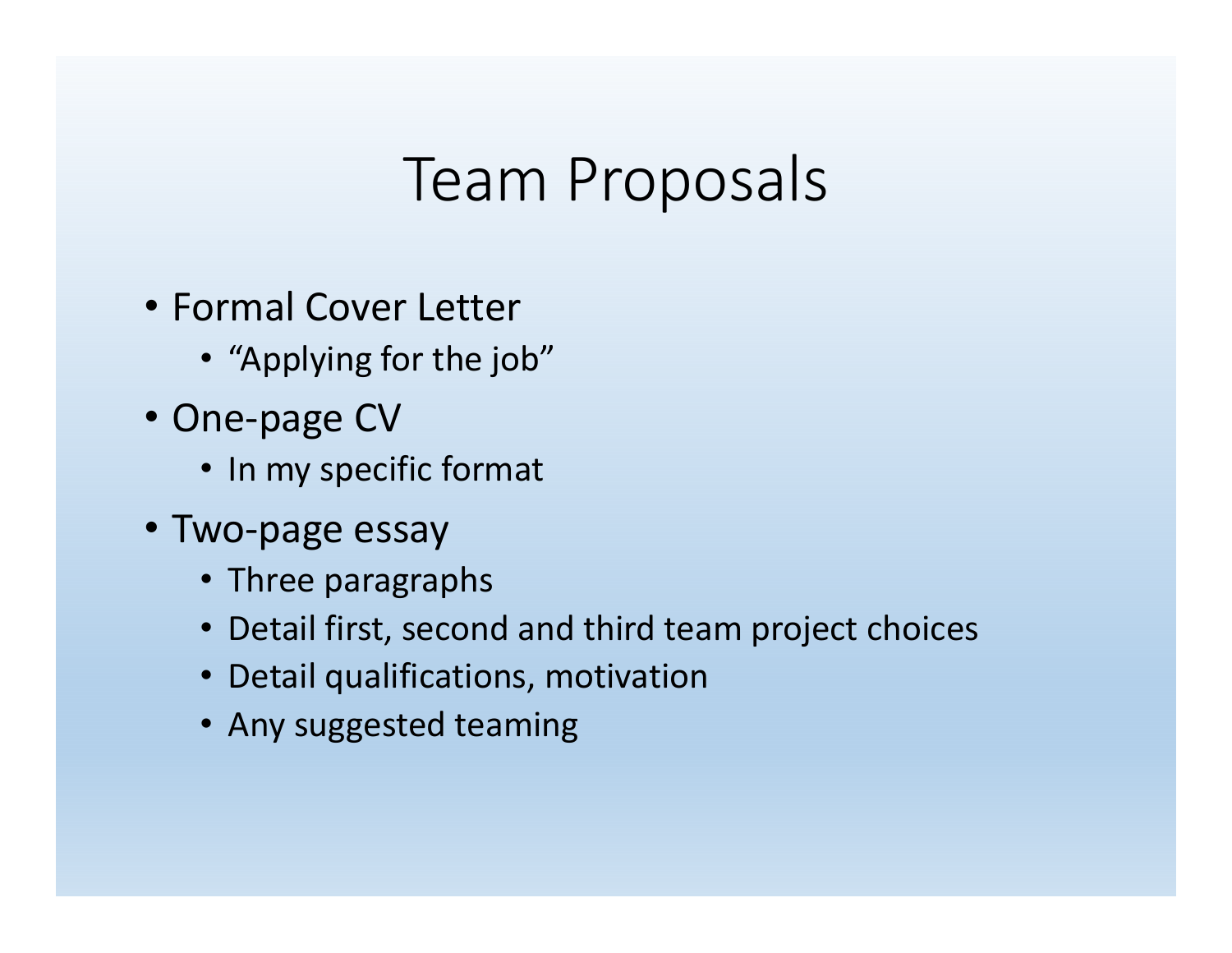# Team Proposals

- Formal Cover Letter
  - "Applying for the job"
- One-page CV
  - In my specific format
- Two-page essay
  - Three paragraphs
  - Detail first, second and third team project choices
  - Detail qualifications, motivation
  - Any suggested teaming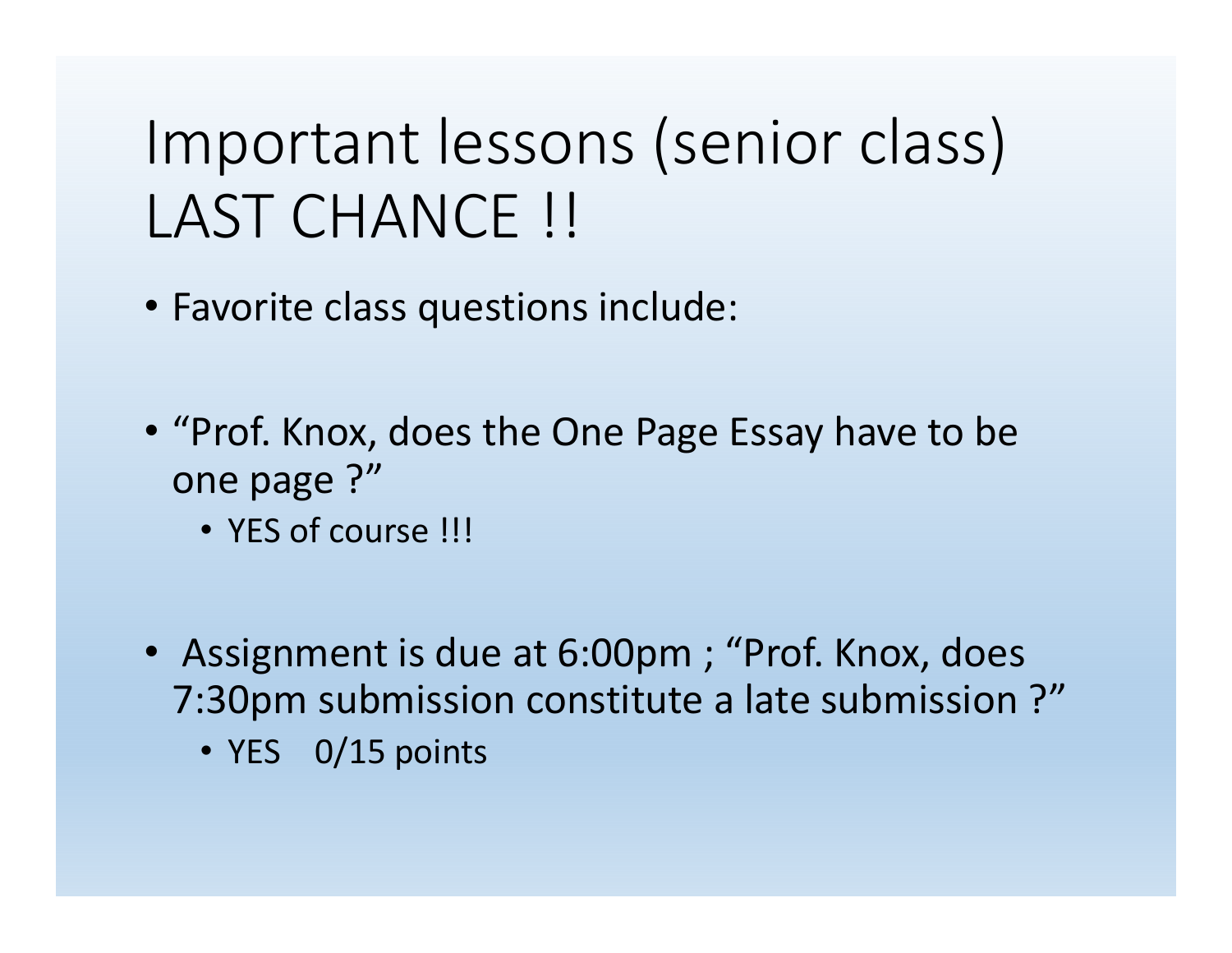# Important lessons (senior class) LAST CHANCE !!

- Favorite class questions include:

- “Prof. Knox, does the One Page Essay have to be one page ?”
  - YES of course !!!

- Assignment is due at 6:00pm ; “Prof. Knox, does 7:30pm submission constitute a late submission ?”
  - YES 0/15 points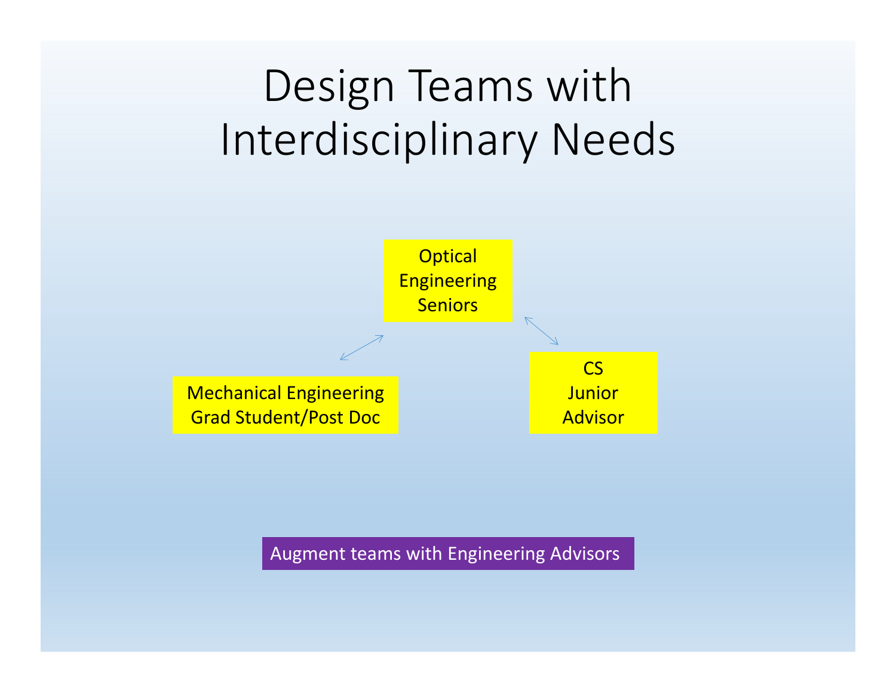# Design Teams with Interdisciplinary Needs

Optical Engineering Seniors

Mechanical Engineering Grad Student/Post Doc

CS Junior Advisor

Augment teams with Engineering Advisors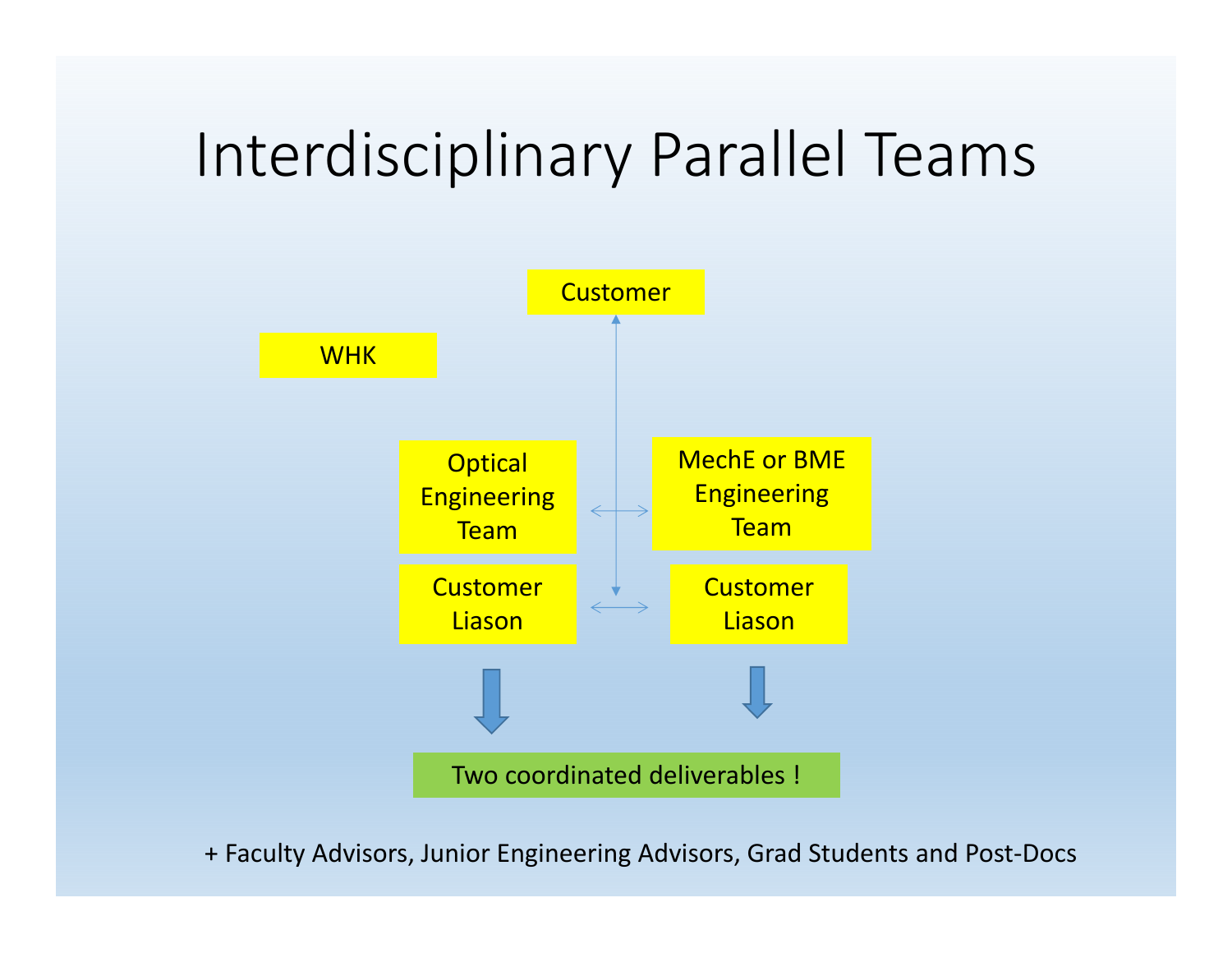# Interdisciplinary Parallel Teams

Customer

WHK

Optical Engineering Team

MechE or BME Engineering Team

Customer Liason

Customer Liason

Two coordinated deliverables !

+ Faculty Advisors, Junior Engineering Advisors, Grad Students and Post-Docs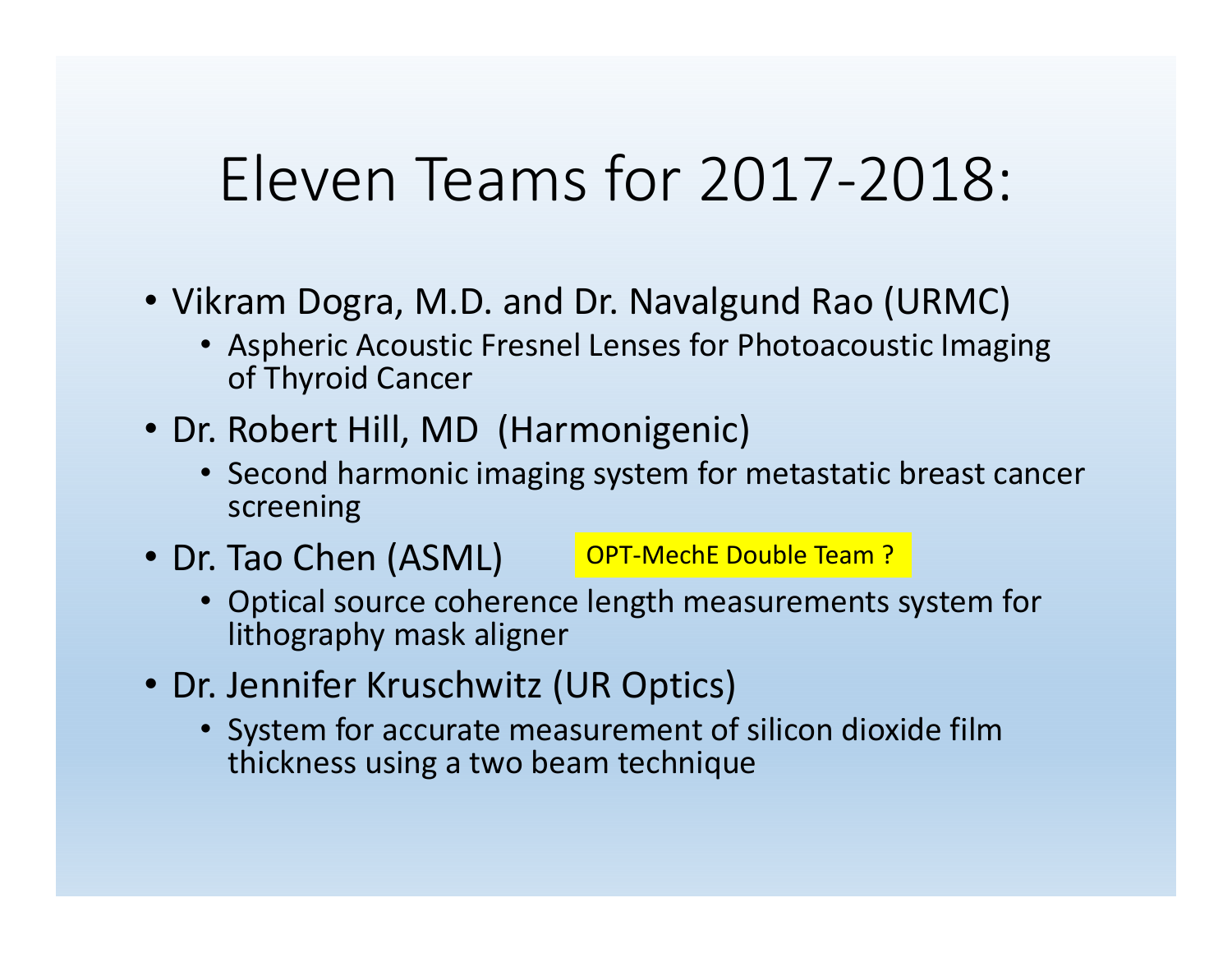# Eleven Teams for 2017-2018:

- Vikram Dogra, M.D. and Dr. Navalgund Rao (URMC)
  - Aspheric Acoustic Fresnel Lenses for Photoacoustic Imaging of Thyroid Cancer
- Dr. Robert Hill, MD (Harmonigenic)
  - Second harmonic imaging system for metastatic breast cancer screening
- Dr. Tao Chen (ASML) OPT-MechE Double Team ?
  - Optical source coherence length measurements system for lithography mask aligner
- Dr. Jennifer Kruschwitz (UR Optics)
  - System for accurate measurement of silicon dioxide film thickness using a two beam technique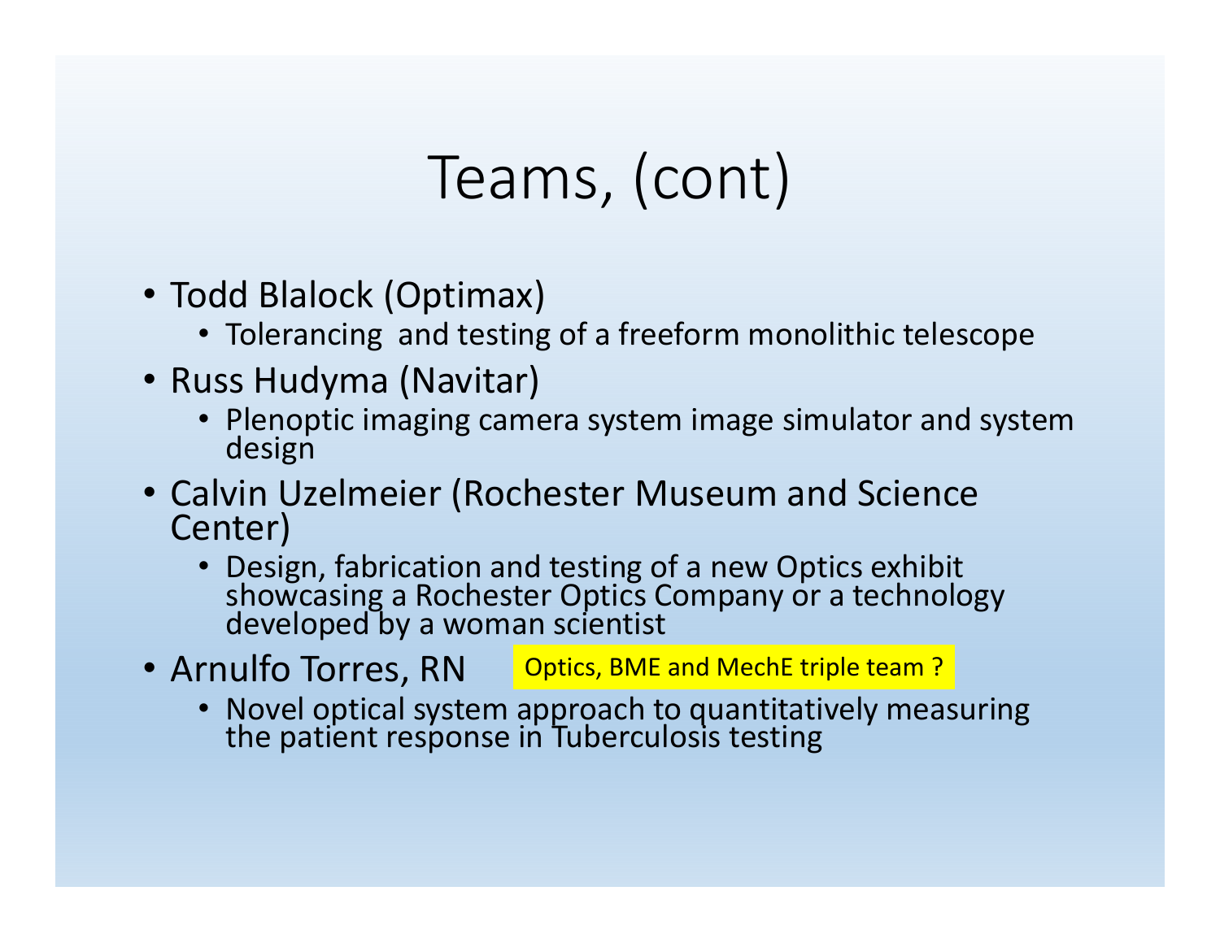# Teams, (cont)

- Todd Blalock (Optimax)
  - Tolerancing and testing of a freeform monolithic telescope
- Russ Hudyma (Navitar)
  - Plenoptic imaging camera system image simulator and system design
- Calvin Uzelmeier (Rochester Museum and Science Center)
  - Design, fabrication and testing of a new Optics exhibit showcasing a Rochester Optics Company or a technology developed by a woman scientist
- Arnulfo Torres, RN

  Optics, BME and MechE triple team ?

  - Novel optical system approach to quantitatively measuring the patient response in Tuberculosis testing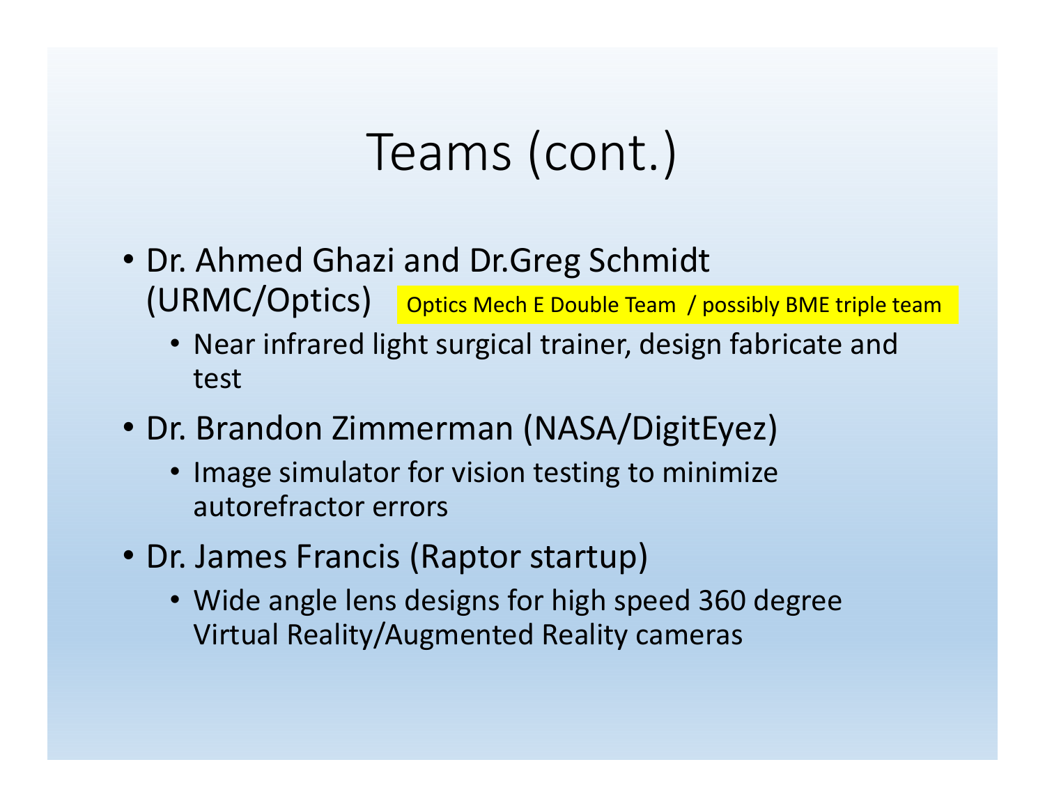# Teams (cont.)

- Dr. Ahmed Ghazi and Dr.Greg Schmidt (URMC/Optics) Optics Mech E Double Team / possibly BME triple team
  - Near infrared light surgical trainer, design fabricate and test
- Dr. Brandon Zimmerman (NASA/DigitEyez)
  - Image simulator for vision testing to minimize autorefractor errors
- Dr. James Francis (Raptor startup)
  - Wide angle lens designs for high speed 360 degree Virtual Reality/Augmented Reality cameras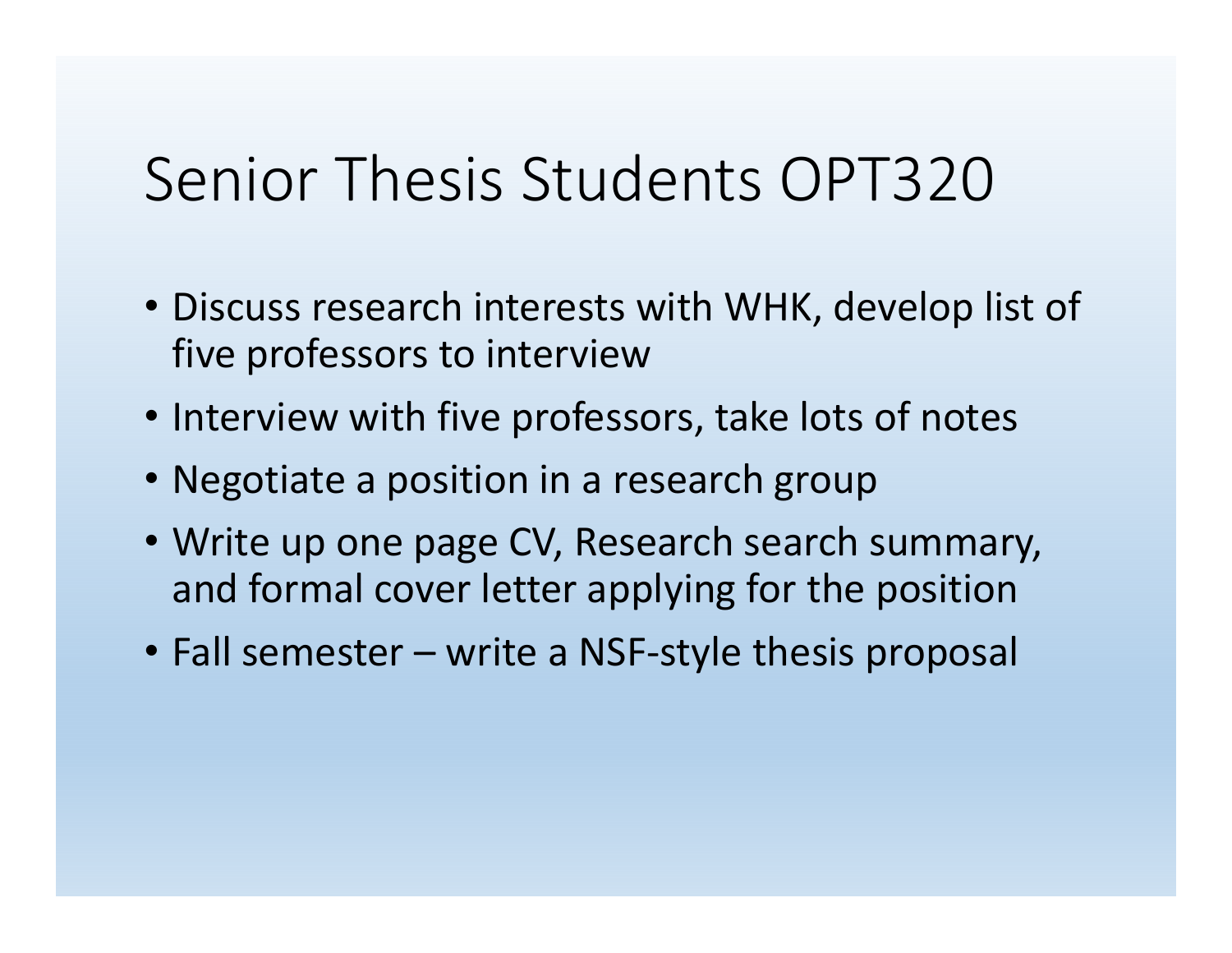# Senior Thesis Students OPT320

- Discuss research interests with WHK, develop list of five professors to interview
- Interview with five professors, take lots of notes
- Negotiate a position in a research group
- Write up one page CV, Research search summary, and formal cover letter applying for the position
- Fall semester – write a NSF-style thesis proposal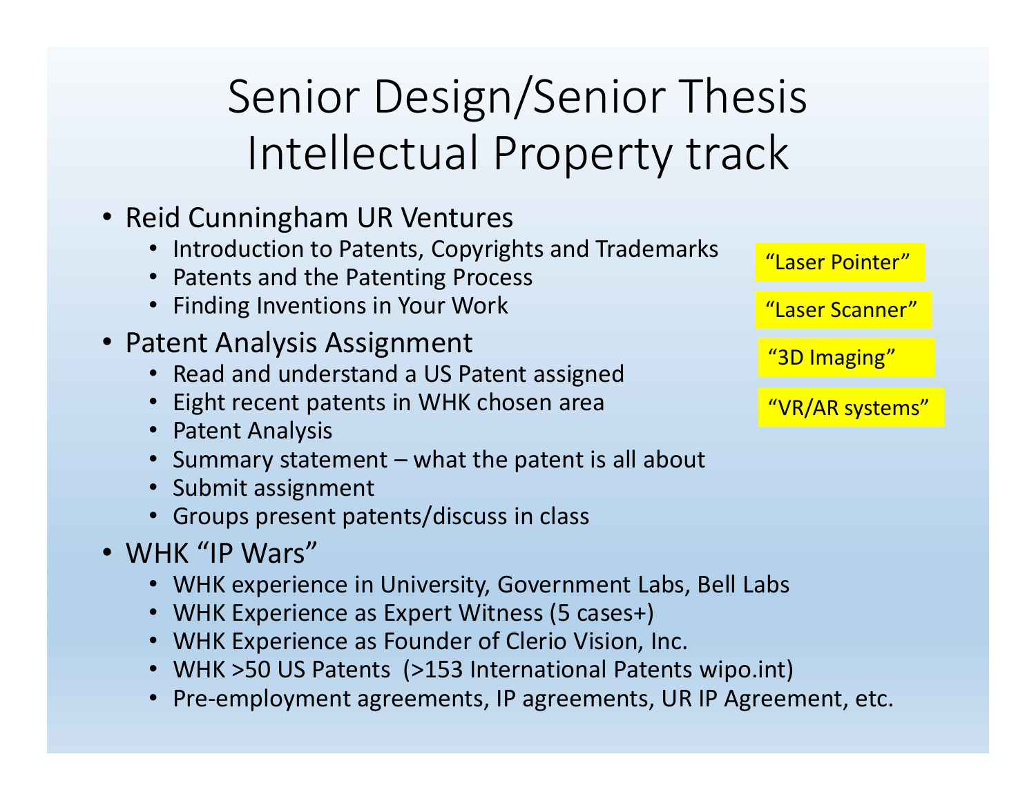# Senior Design/Senior Thesis Intellectual Property track

- Reid Cunningham UR Ventures
  - Introduction to Patents, Copyrights and Trademarks
  - Patents and the Patenting Process
  - Finding Inventions in Your Work
- Patent Analysis Assignment
  - Read and understand a US Patent assigned
  - Eight recent patents in WHK chosen area
  - Patent Analysis
  - Summary statement – what the patent is all about
  - Submit assignment
  - Groups present patents/discuss in class
- WHK "IP Wars"
  - WHK experience in University, Government Labs, Bell Labs
  - WHK Experience as Expert Witness (5 cases+)
  - WHK Experience as Founder of Clerio Vision, Inc.
  - WHK >50 US Patents (>153 International Patents wipo.int)
  - Pre-employment agreements, IP agreements, UR IP Agreement, etc.

"Laser Pointer"

"Laser Scanner"

"3D Imaging"

"VR/AR systems"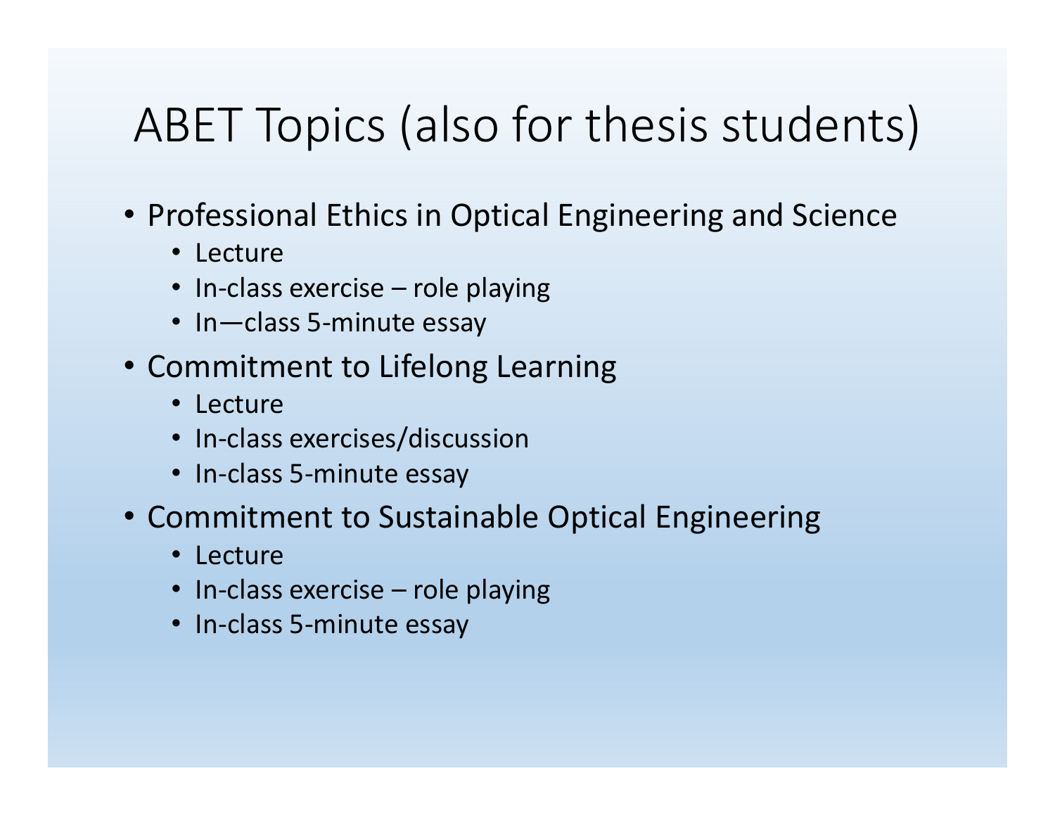# ABET Topics (also for thesis students)

- Professional Ethics in Optical Engineering and Science
  - Lecture
  - In-class exercise – role playing
  - In—class 5-minute essay
- Commitment to Lifelong Learning
  - Lecture
  - In-class exercises/discussion
  - In-class 5-minute essay
- Commitment to Sustainable Optical Engineering
  - Lecture
  - In-class exercise – role playing
  - In-class 5-minute essay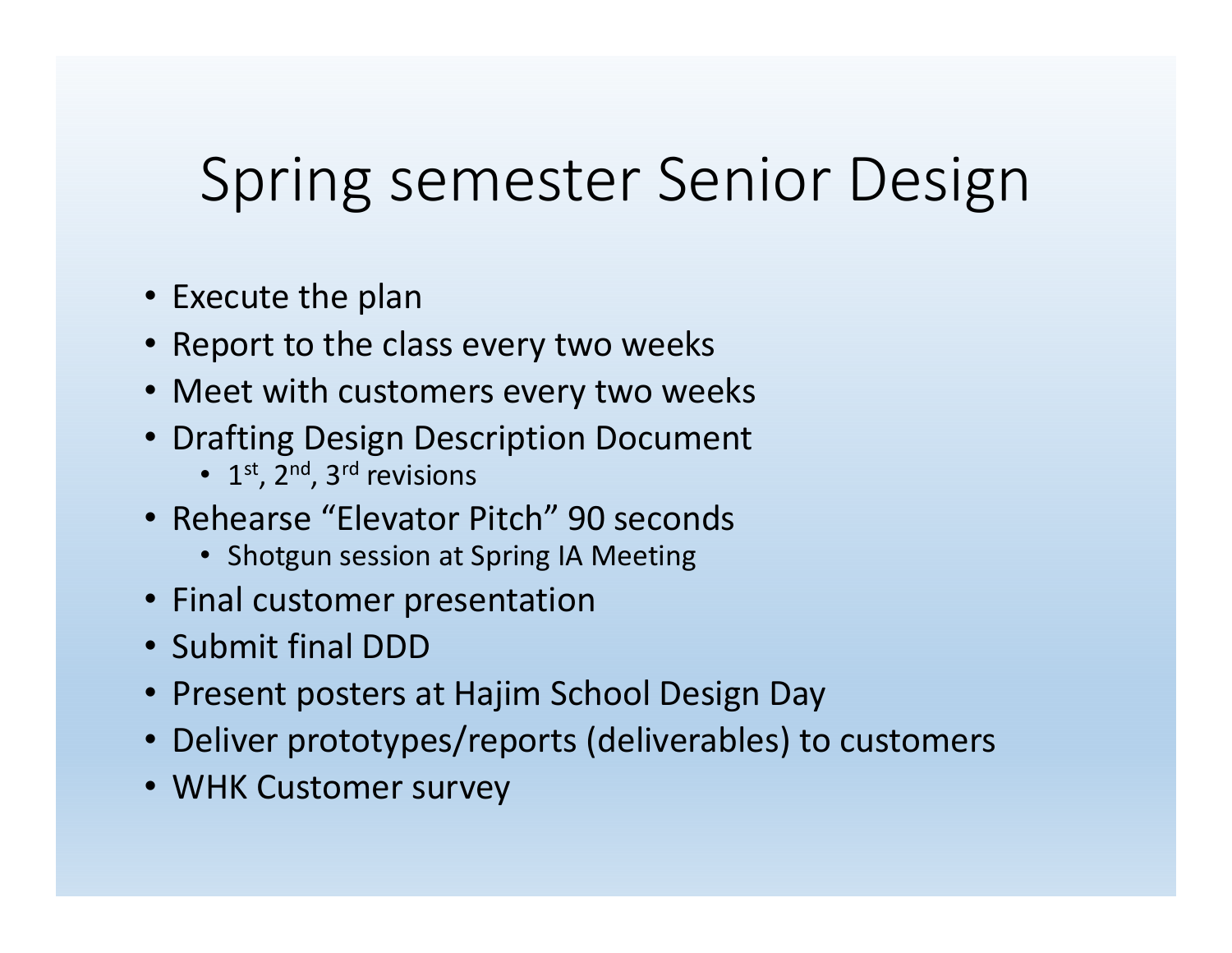# Spring semester Senior Design

- Execute the plan
- Report to the class every two weeks
- Meet with customers every two weeks
- Drafting Design Description Document
  - 1st, 2nd, 3rd revisions
- Rehearse "Elevator Pitch" 90 seconds
  - Shotgun session at Spring IA Meeting
- Final customer presentation
- Submit final DDD
- Present posters at Hajim School Design Day
- Deliver prototypes/reports (deliverables) to customers
- WHK Customer survey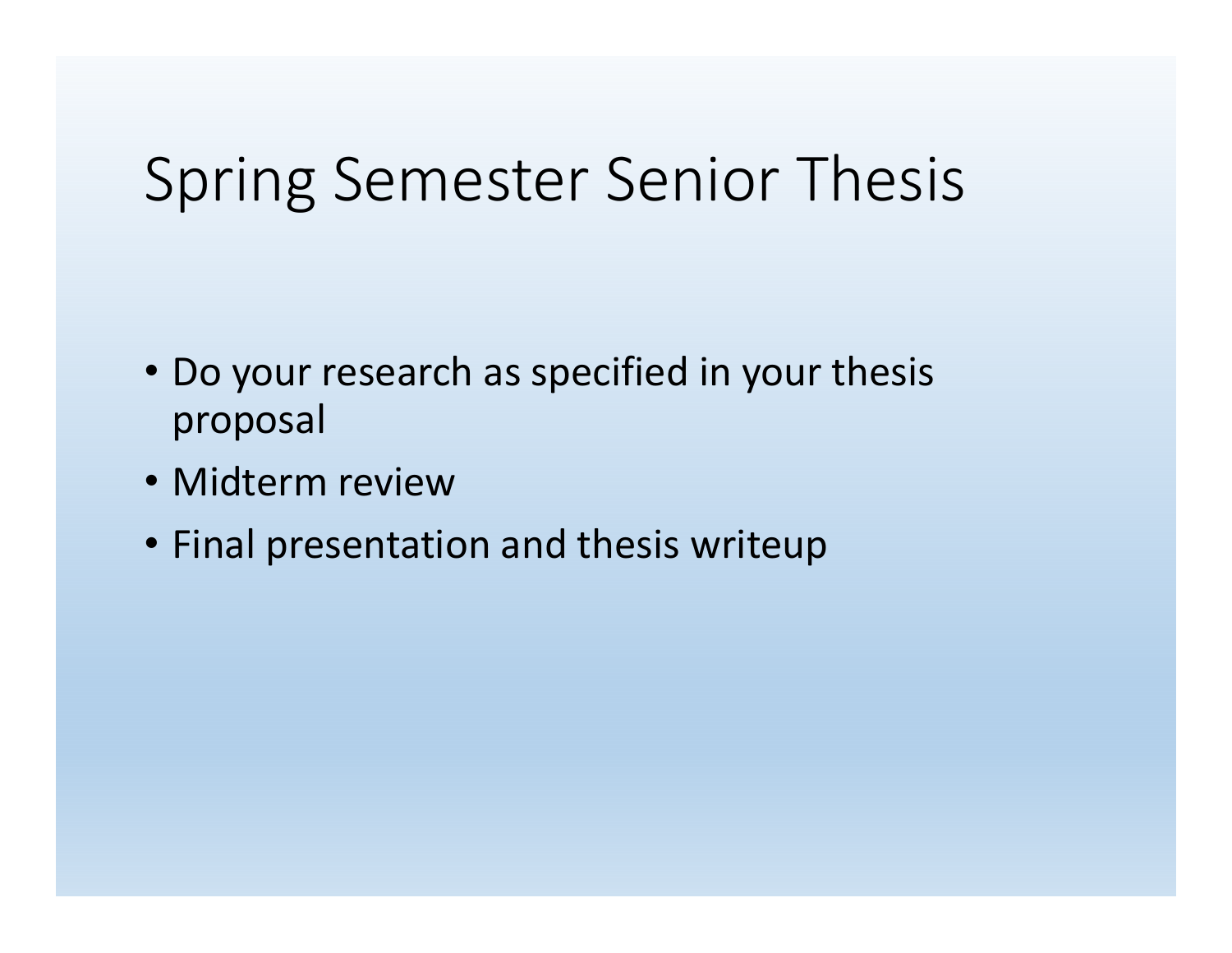# Spring Semester Senior Thesis

- Do your research as specified in your thesis proposal
- Midterm review
- Final presentation and thesis writeup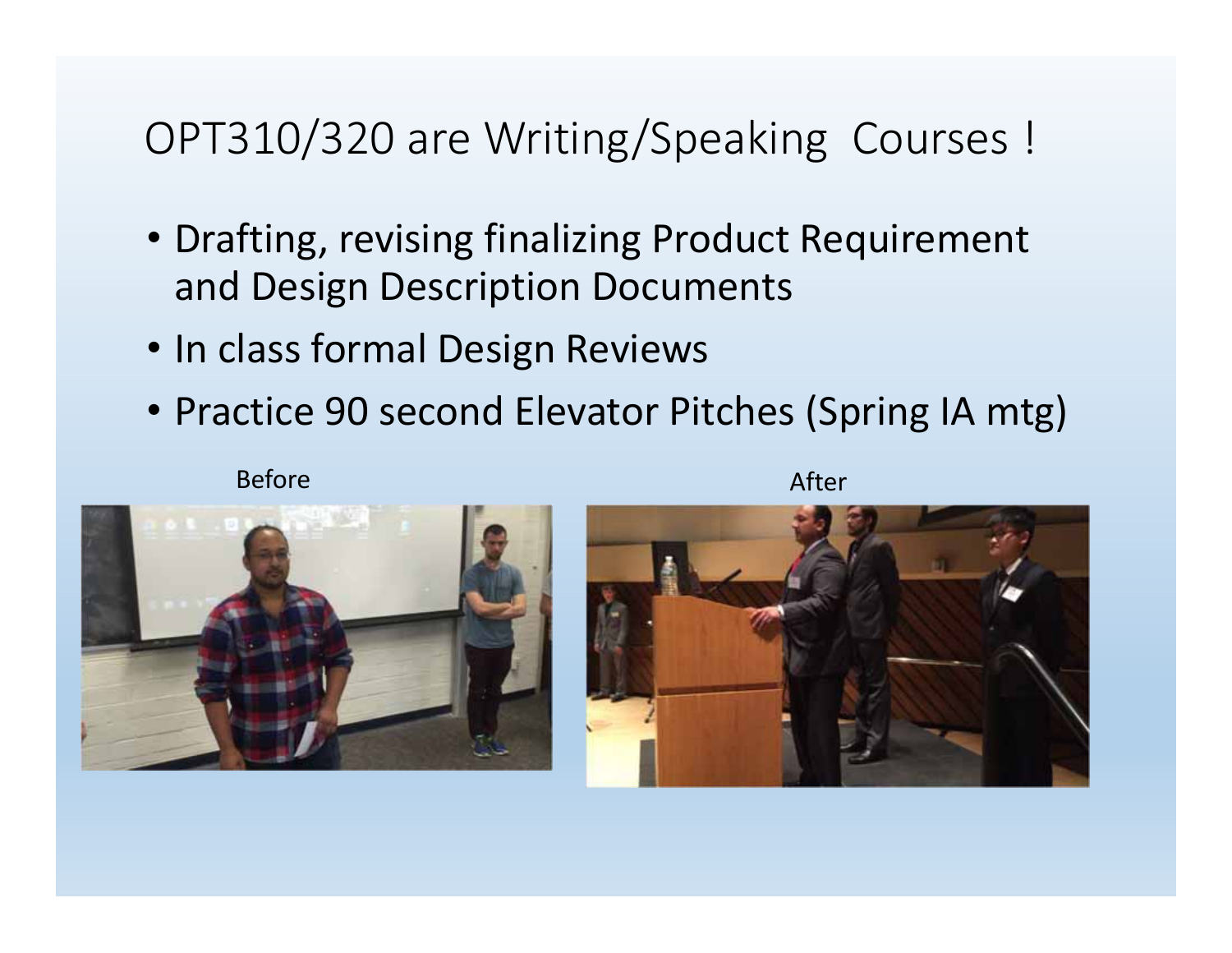# OPT310/320 are Writing/Speaking Courses !

- Drafting, revising finalizing Product Requirement and Design Description Documents
- In class formal Design Reviews
- Practice 90 second Elevator Pitches (Spring IA mtg)

Before

After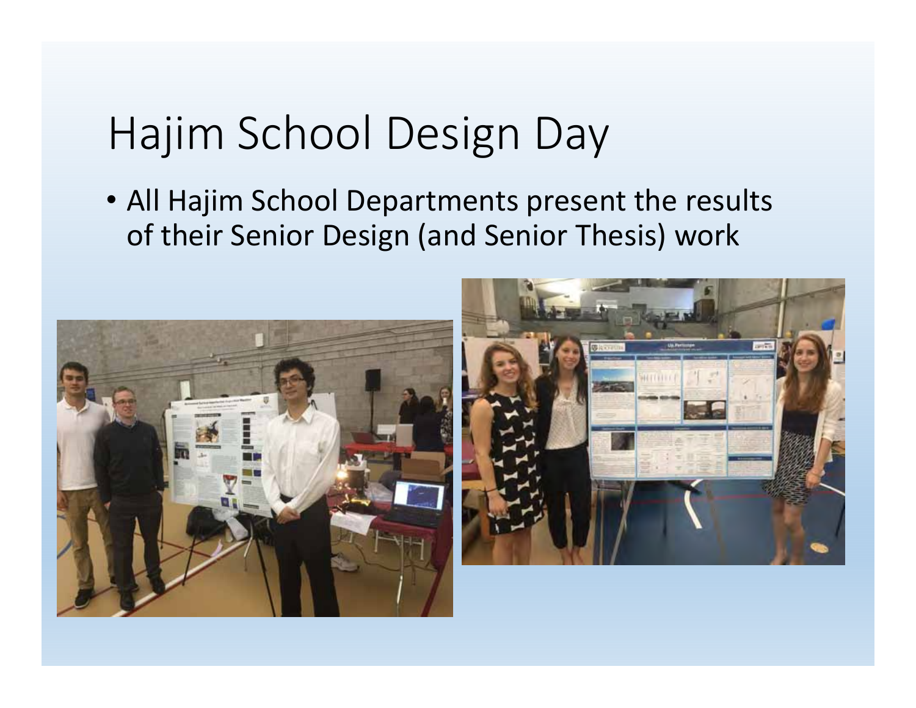# Hajim School Design Day

- All Hajim School Departments present the results of their Senior Design (and Senior Thesis) work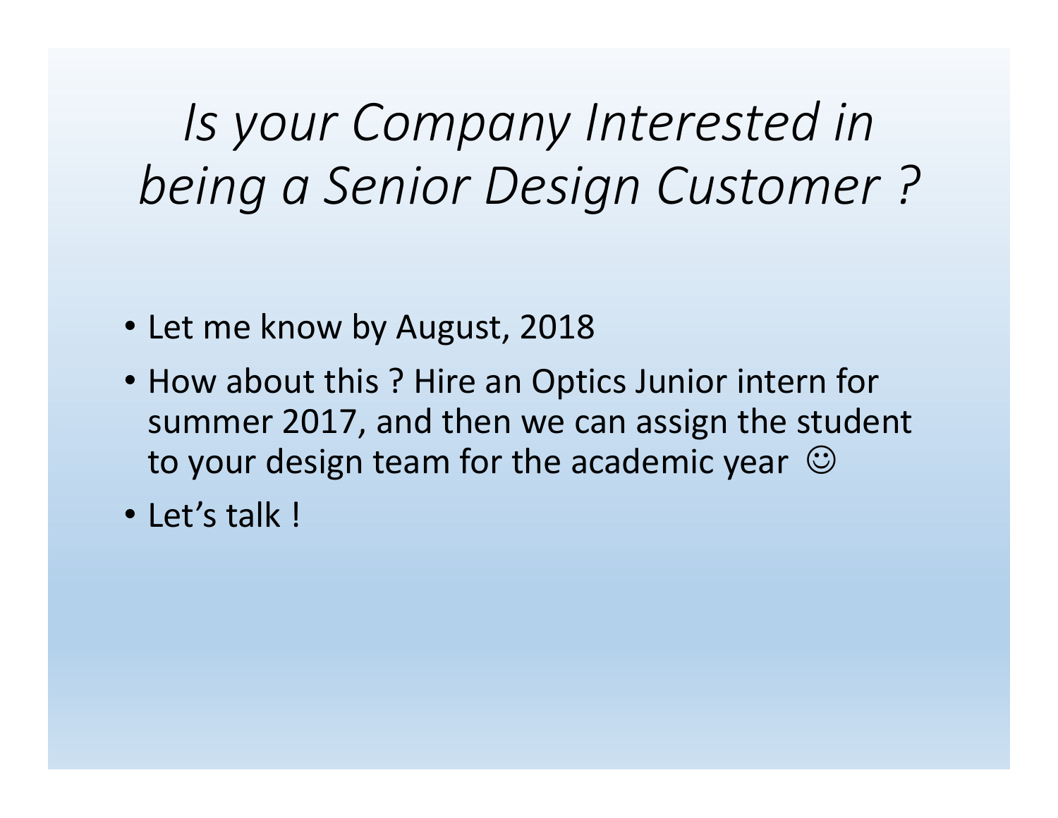# *Is your Company Interested in being a Senior Design Customer ?*

- Let me know by August, 2018
- How about this ? Hire an Optics Junior intern for summer 2017, and then we can assign the student to your design team for the academic year ☺
- Let's talk !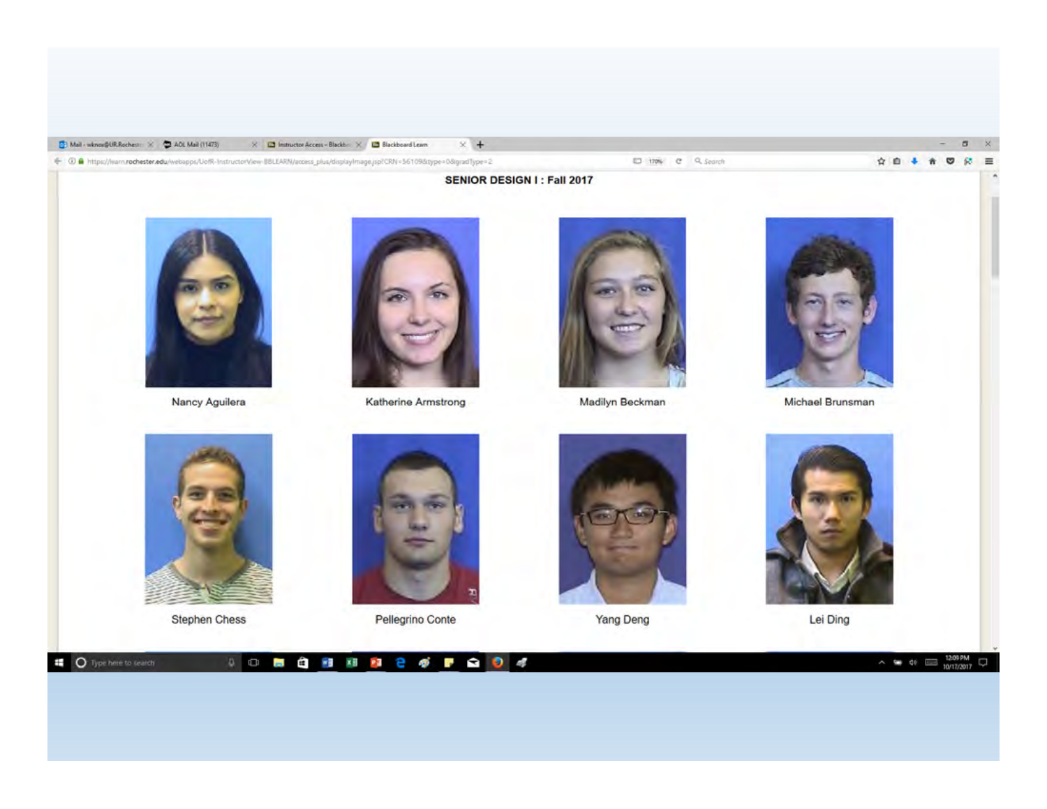SENIOR DESIGN I : Fall 2017

Nancy Aguilera

Katherine Armstrong

Madilyn Beckman

Michael Brunsman

Stephen Chess

Pellegrino Conte

Yang Deng

Lei Ding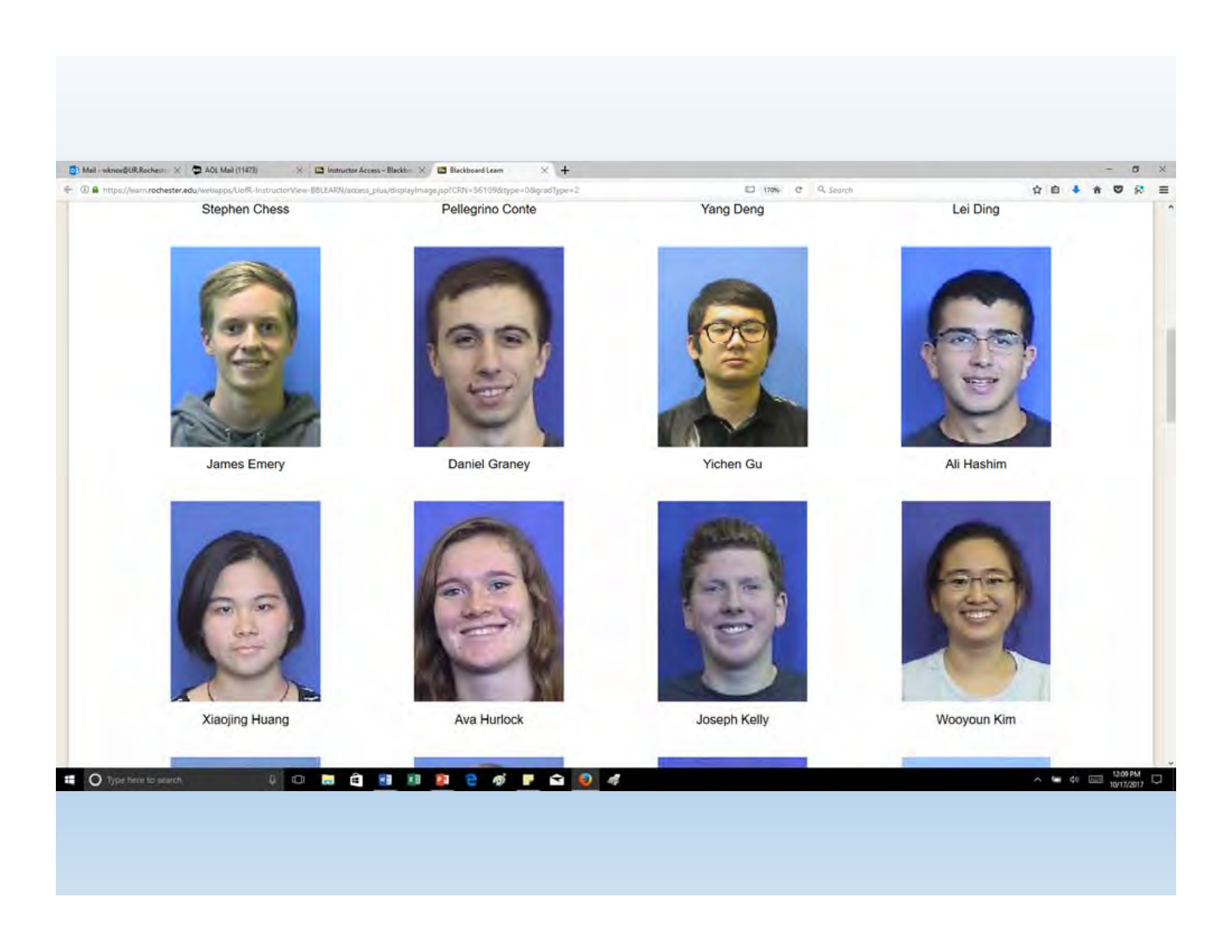Stephen Chess

Pellegrino Conte

Yang Deng

Lei Ding

James Emery

Daniel Graney

Yichen Gu

Ali Hashim

Xiaojing Huang

Ava Hurlock

Joseph Kelly

Wooyoun Kim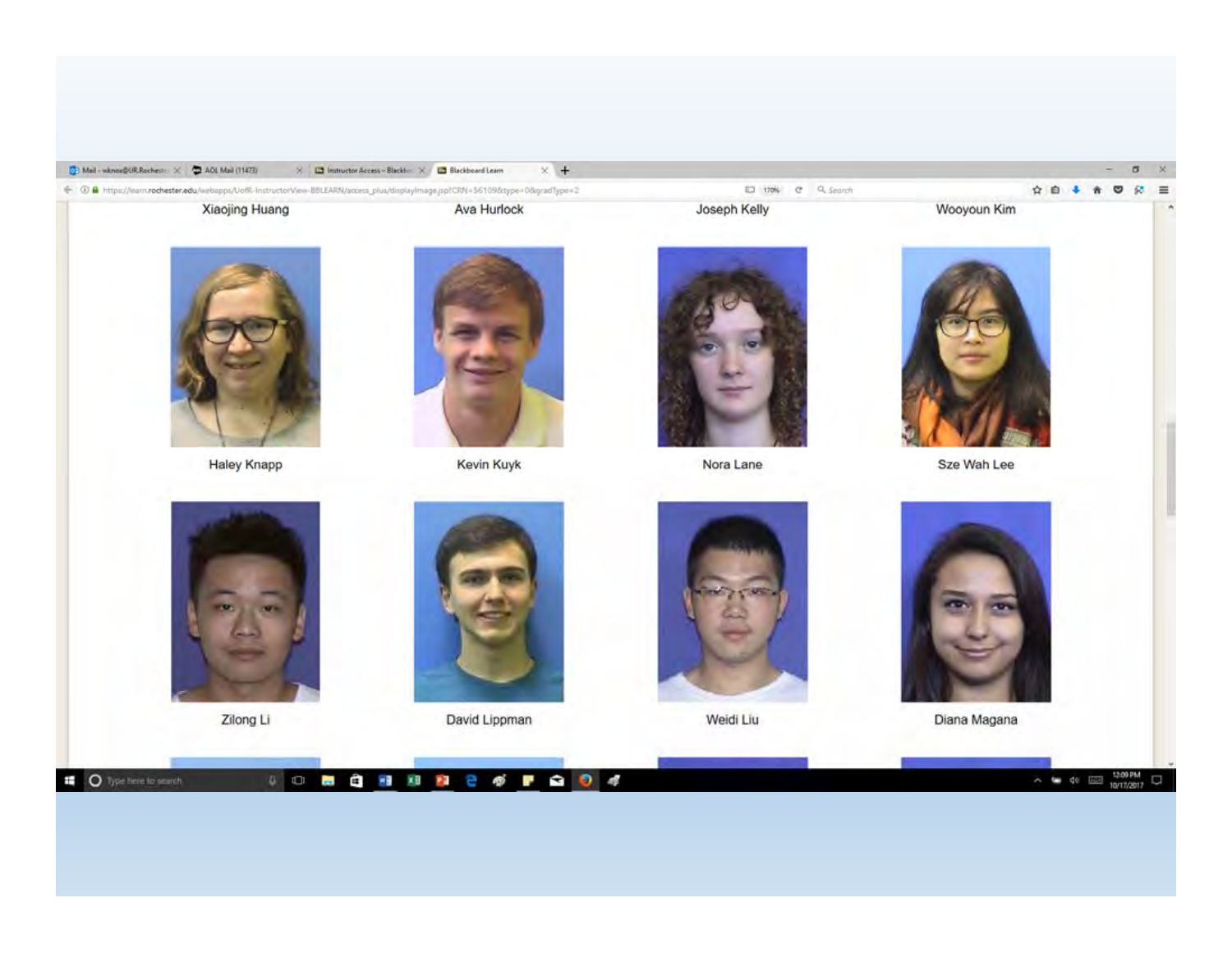Xiaojing Huang | Ava Hurlock | Joseph Kelly | Wooyoun Kim

Haley Knapp | Kevin Kuyk | Nora Lane | Sze Wah Lee

Zilong Li | David Lippman | Weidi Liu | Diana Magana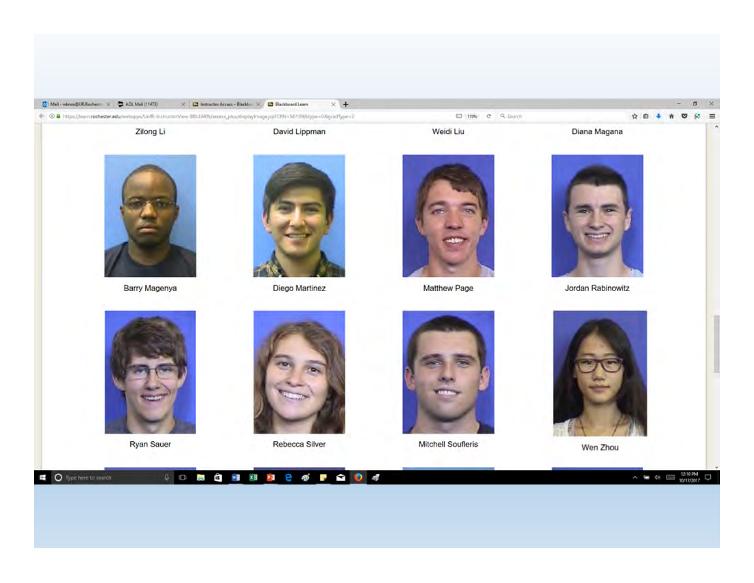| Zilong Li | David Lippman | Weidi Liu | Diana Magana |
|---|---|---|---|
| Barry Magenya | Diego Martinez | Matthew Page | Jordan Rabinowitz |
| Ryan Sauer | Rebecca Silver | Mitchell Soufleris | Wen Zhou |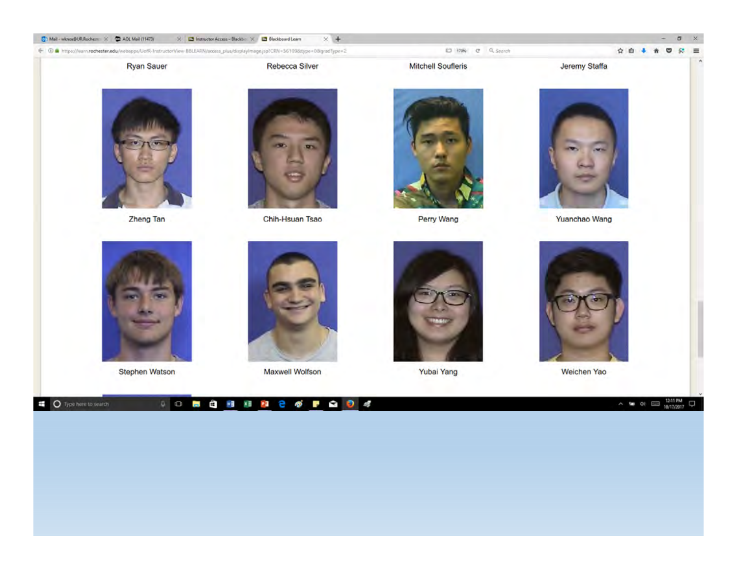Ryan Sauer | Rebecca Silver | Mitchell Soufleris | Jeremy Staffa

Zheng Tan | Chih-Hsuan Tsao | Perry Wang | Yuanchao Wang

Stephen Watson | Maxwell Wolfson | Yubai Yang | Weichen Yao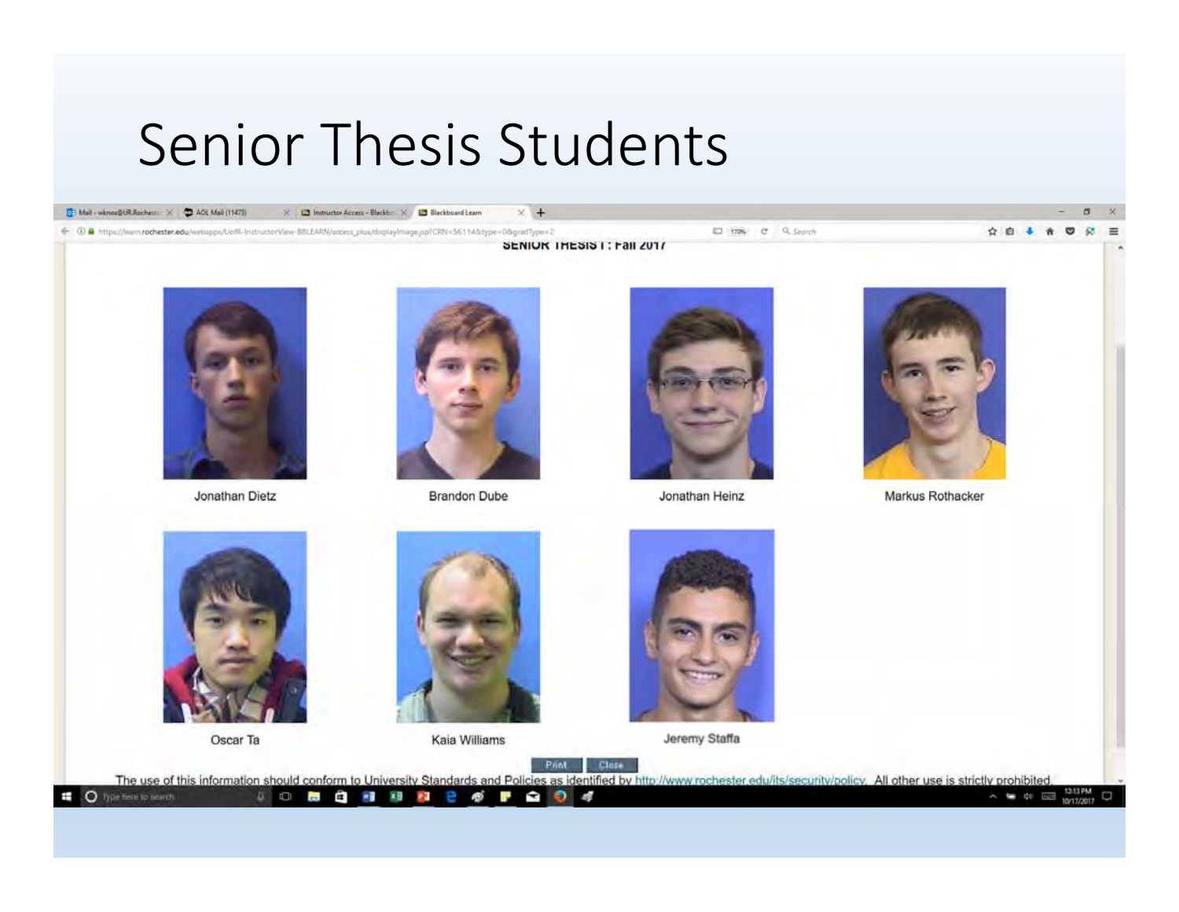# Senior Thesis Students

SENIOR THESIS I : Fall 2017

Jonathan Dietz

Brandon Dube

Jonathan Heinz

Markus Rothacker

Oscar Ta

Kaia Williams

Jeremy Staffa

Print Close

The use of this information should conform to University Standards and Policies as identified by http://www.rochester.edu/its/security/policy. All other use is strictly prohibited.